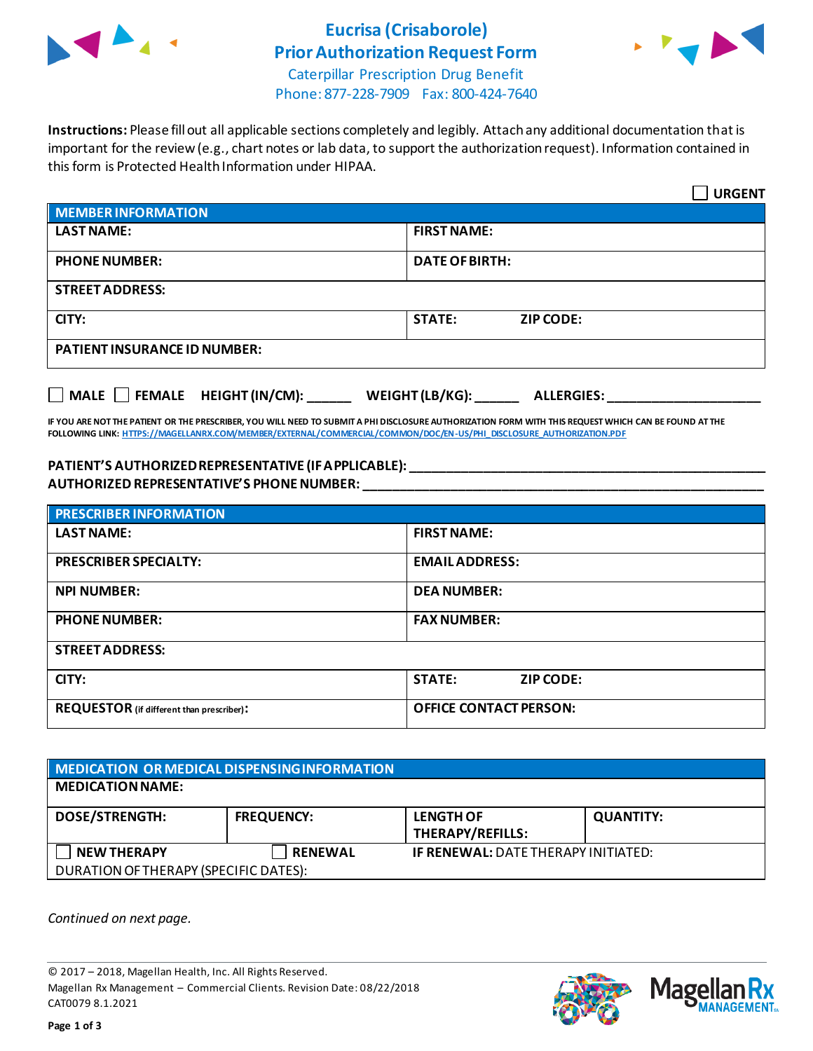# Eucrisa (Crisaborole) Prior Authorization Request Form

Caterpillar Prescription Drug Benefit
Phone: 877-228-7909 Fax: 800-424-7640

**Instructions:** Please fill out all applicable sections completely and legibly. Attach any additional documentation that is important for the review (e.g., chart notes or lab data, to support the authorization request). Information contained in this form is Protected Health Information under HIPAA.

☐ **URGENT**

| **MEMBER INFORMATION** | |
|---|---|
| **LAST NAME:** | **FIRST NAME:** |
| **PHONE NUMBER:** | **DATE OF BIRTH:** |
| **STREET ADDRESS:** | |
| **CITY:** | **STATE:** **ZIP CODE:** |
| **PATIENT INSURANCE ID NUMBER:** | |

☐ **MALE** ☐ **FEMALE** **HEIGHT (IN/CM):** ______ **WEIGHT (LB/KG):** ______ **ALLERGIES:** ____________________

**IF YOU ARE NOT THE PATIENT OR THE PRESCRIBER, YOU WILL NEED TO SUBMIT A PHI DISCLOSURE AUTHORIZATION FORM WITH THIS REQUEST WHICH CAN BE FOUND AT THE FOLLOWING LINK:** HTTPS://MAGELLANRX.COM/MEMBER/EXTERNAL/COMMERCIAL/COMMON/DOC/EN-US/PHI_DISCLOSURE_AUTHORIZATION.PDF

**PATIENT'S AUTHORIZED REPRESENTATIVE (IF APPLICABLE):** ____________________________________________

**AUTHORIZED REPRESENTATIVE'S PHONE NUMBER:** ____________________________________________

| **PRESCRIBER INFORMATION** | |
|---|---|
| **LAST NAME:** | **FIRST NAME:** |
| **PRESCRIBER SPECIALTY:** | **EMAIL ADDRESS:** |
| **NPI NUMBER:** | **DEA NUMBER:** |
| **PHONE NUMBER:** | **FAX NUMBER:** |
| **STREET ADDRESS:** | |
| **CITY:** | **STATE:** **ZIP CODE:** |
| **REQUESTOR** (if different than prescriber)**:** | **OFFICE CONTACT PERSON:** |

| **MEDICATION OR MEDICAL DISPENSING INFORMATION** | | | |
|---|---|---|---|
| **MEDICATION NAME:** | | | |
| **DOSE/STRENGTH:** | **FREQUENCY:** | **LENGTH OF THERAPY/REFILLS:** | **QUANTITY:** |
| ☐ **NEW THERAPY** | ☐ **RENEWAL** | **IF RENEWAL:** DATE THERAPY INITIATED: | |
| DURATION OF THERAPY (SPECIFIC DATES): | | | |

*Continued on next page.*

© 2017 – 2018, Magellan Health, Inc. All Rights Reserved.
Magellan Rx Management – Commercial Clients. Revision Date: 08/22/2018
CAT0079 8.1.2021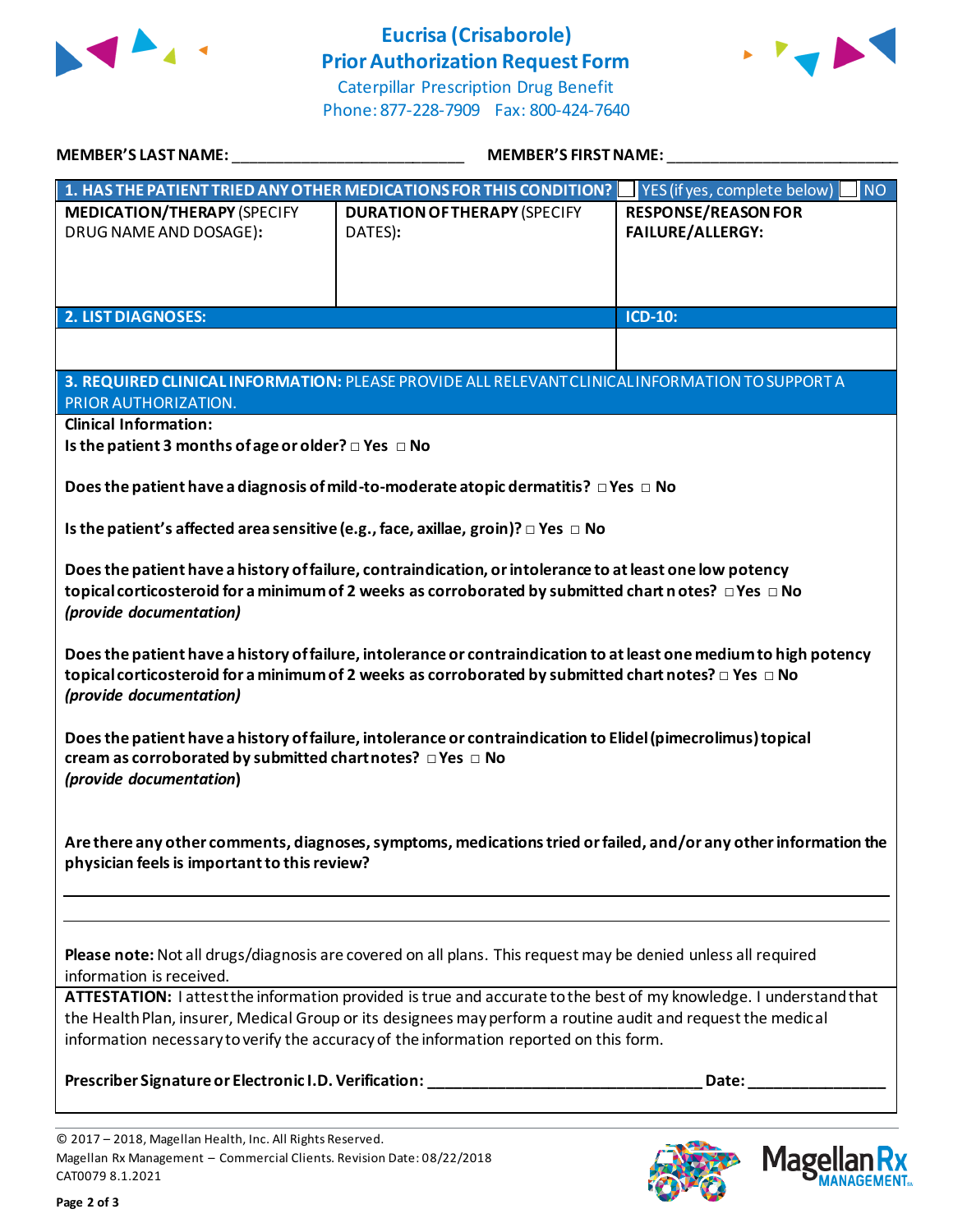# Eucrisa (Crisaborole) Prior Authorization Request Form

Caterpillar Prescription Drug Benefit
Phone: 877-228-7909 Fax: 800-424-7640

**MEMBER'S LAST NAME:** ___________________________ **MEMBER'S FIRST NAME:** ___________________________

| **1. HAS THE PATIENT TRIED ANY OTHER MEDICATIONS FOR THIS CONDITION?** | | ☐ YES (if yes, complete below) ☐ NO |
|---|---|---|
| **MEDICATION/THERAPY** (SPECIFY DRUG NAME AND DOSAGE): | **DURATION OF THERAPY** (SPECIFY DATES): | **RESPONSE/REASON FOR FAILURE/ALLERGY:** |
| | | |

| **2. LIST DIAGNOSES:** | **ICD-10:** |
|---|---|
| | |

**3. REQUIRED CLINICAL INFORMATION:** PLEASE PROVIDE ALL RELEVANT CLINICAL INFORMATION TO SUPPORT A PRIOR AUTHORIZATION.

**Clinical Information:**

**Is the patient 3 months of age or older?** □ **Yes** □ **No**

**Does the patient have a diagnosis of mild-to-moderate atopic dermatitis?** □ **Yes** □ **No**

**Is the patient's affected area sensitive (e.g., face, axillae, groin)?** □ **Yes** □ **No**

**Does the patient have a history of failure, contraindication, or intolerance to at least one low potency topical corticosteroid for a minimum of 2 weeks as corroborated by submitted chart notes?** □ **Yes** □ **No**
***(provide documentation)***

**Does the patient have a history of failure, intolerance or contraindication to at least one medium to high potency topical corticosteroid for a minimum of 2 weeks as corroborated by submitted chart notes?** □ **Yes** □ **No**
***(provide documentation)***

**Does the patient have a history of failure, intolerance or contraindication to Elidel (pimecrolimus) topical cream as corroborated by submitted chart notes?** □ **Yes** □ **No**
***(provide documentation)***

**Are there any other comments, diagnoses, symptoms, medications tried or failed, and/or any other information the physician feels is important to this review?**

_______________________________________________________________________________

_______________________________________________________________________________

**Please note:** Not all drugs/diagnosis are covered on all plans. This request may be denied unless all required information is received.

**ATTESTATION:** I attest the information provided is true and accurate to the best of my knowledge. I understand that the Health Plan, insurer, Medical Group or its designees may perform a routine audit and request the medical information necessary to verify the accuracy of the information reported on this form.

**Prescriber Signature or Electronic I.D. Verification:** _________________________________ **Date:** ________________

© 2017 – 2018, Magellan Health, Inc. All Rights Reserved.
Magellan Rx Management – Commercial Clients. Revision Date: 08/22/2018
CAT0079 8.1.2021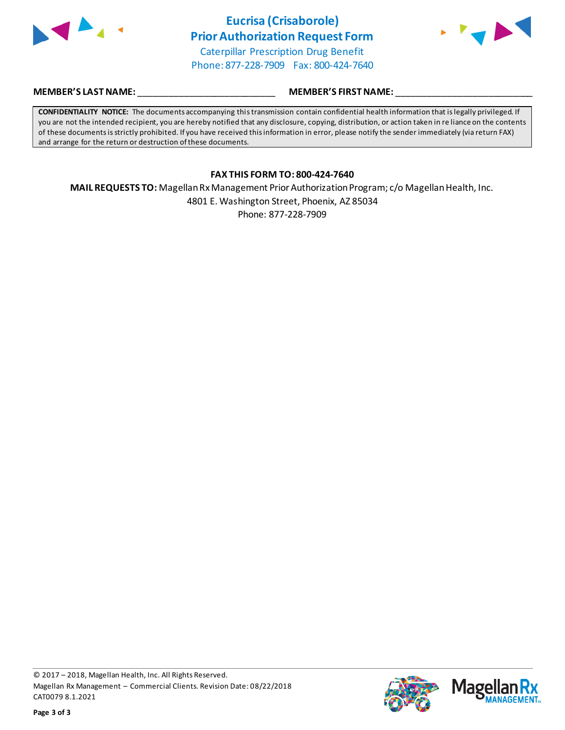# Eucrisa (Crisaborole)
## Prior Authorization Request Form

Caterpillar Prescription Drug Benefit
Phone: 877-228-7909 Fax: 800-424-7640

**MEMBER'S LAST NAME:** ___________________________ **MEMBER'S FIRST NAME:** ___________________________

**CONFIDENTIALITY NOTICE:** The documents accompanying this transmission contain confidential health information that is legally privileged. If you are not the intended recipient, you are hereby notified that any disclosure, copying, distribution, or action taken in reliance on the contents of these documents is strictly prohibited. If you have received this information in error, please notify the sender immediately (via return FAX) and arrange for the return or destruction of these documents.

**FAX THIS FORM TO: 800-424-7640**

**MAIL REQUESTS TO:** Magellan Rx Management Prior Authorization Program; c/o Magellan Health, Inc.
4801 E. Washington Street, Phoenix, AZ 85034
Phone: 877-228-7909

© 2017 – 2018, Magellan Health, Inc. All Rights Reserved.
Magellan Rx Management – Commercial Clients. Revision Date: 08/22/2018
CAT0079 8.1.2021